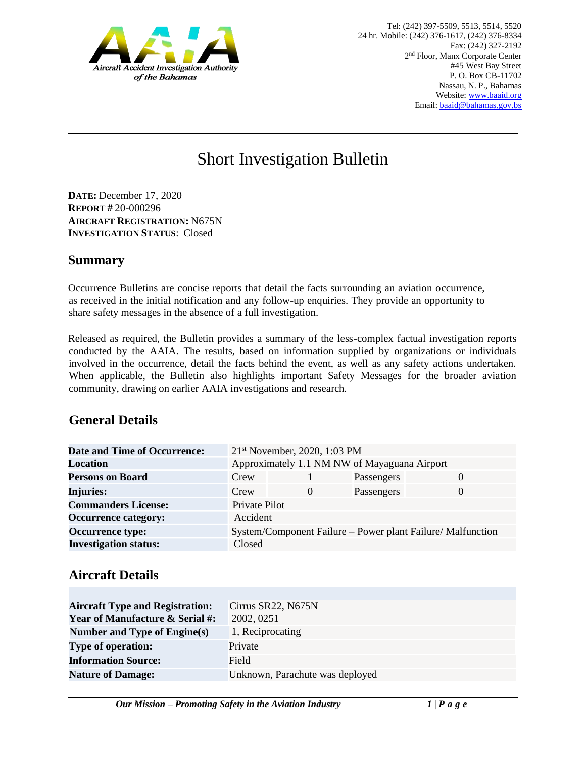Tel: (242) 397-5509, 5513, 5514, 5520
24 hr. Mobile: (242) 376-1617, (242) 376-8334
Fax: (242) 327-2192
2nd Floor, Manx Corporate Center
#45 West Bay Street
P. O. Box CB-11702
Nassau, N. P., Bahamas
Website: www.baaid.org
Email: baaid@bahamas.gov.bs

# Short Investigation Bulletin

**DATE:** December 17, 2020
**REPORT #** 20-000296
**AIRCRAFT REGISTRATION:** N675N
**INVESTIGATION STATUS**: Closed

## Summary

Occurrence Bulletins are concise reports that detail the facts surrounding an aviation occurrence, as received in the initial notification and any follow-up enquiries. They provide an opportunity to share safety messages in the absence of a full investigation.

Released as required, the Bulletin provides a summary of the less-complex factual investigation reports conducted by the AAIA. The results, based on information supplied by organizations or individuals involved in the occurrence, detail the facts behind the event, as well as any safety actions undertaken. When applicable, the Bulletin also highlights important Safety Messages for the broader aviation community, drawing on earlier AAIA investigations and research.

## General Details

| | | | | |
|---|---|---|---|---|
| **Date and Time of Occurrence:** | 21st November, 2020, 1:03 PM | | | |
| **Location** | Approximately 1.1 NM NW of Mayaguana Airport | | | |
| **Persons on Board** | Crew | 1 | Passengers | 0 |
| **Injuries:** | Crew | 0 | Passengers | 0 |
| **Commanders License:** | Private Pilot | | | |
| **Occurrence category:** | Accident | | | |
| **Occurrence type:** | System/Component Failure – Power plant Failure/ Malfunction | | | |
| **Investigation status:** | Closed | | | |

## Aircraft Details

| | |
|---|---|
| **Aircraft Type and Registration:** | Cirrus SR22, N675N |
| **Year of Manufacture & Serial #:** | 2002, 0251 |
| **Number and Type of Engine(s)** | 1, Reciprocating |
| **Type of operation:** | Private |
| **Information Source:** | Field |
| **Nature of Damage:** | Unknown, Parachute was deployed |

*Our Mission – Promoting Safety in the Aviation Industry*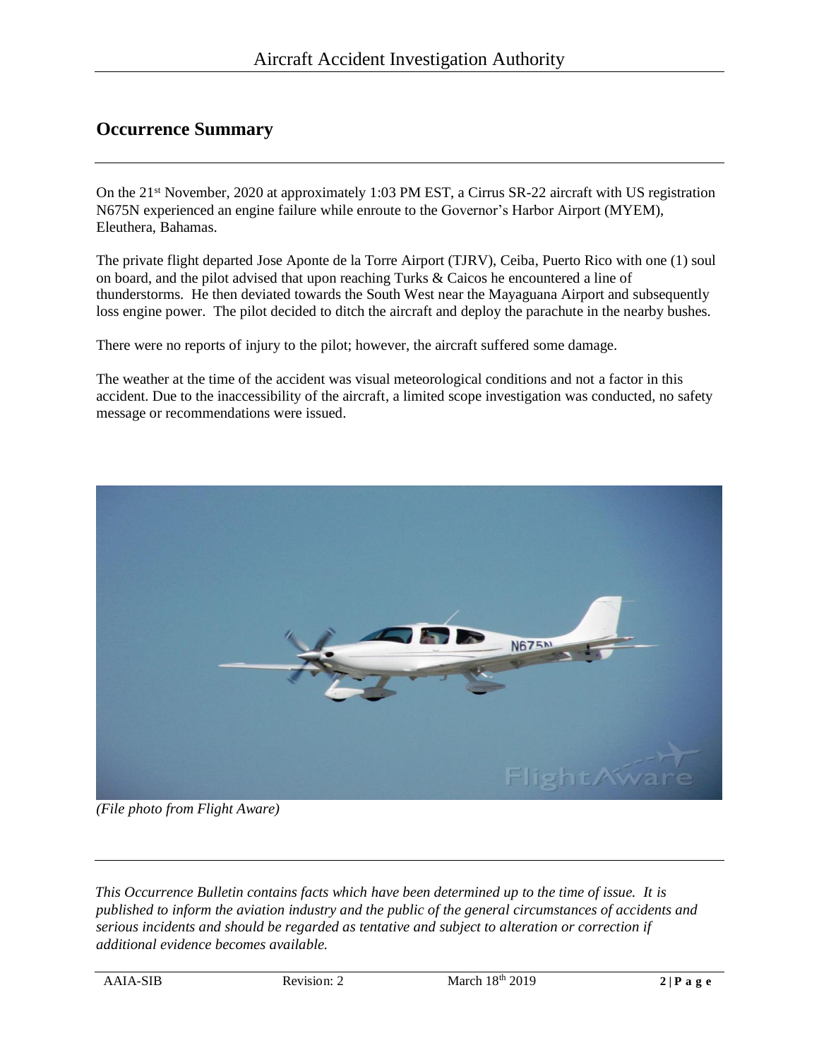## Occurrence Summary

On the 21st November, 2020 at approximately 1:03 PM EST, a Cirrus SR-22 aircraft with US registration N675N experienced an engine failure while enroute to the Governor's Harbor Airport (MYEM), Eleuthera, Bahamas.

The private flight departed Jose Aponte de la Torre Airport (TJRV), Ceiba, Puerto Rico with one (1) soul on board, and the pilot advised that upon reaching Turks & Caicos he encountered a line of thunderstorms. He then deviated towards the South West near the Mayaguana Airport and subsequently loss engine power. The pilot decided to ditch the aircraft and deploy the parachute in the nearby bushes.

There were no reports of injury to the pilot; however, the aircraft suffered some damage.

The weather at the time of the accident was visual meteorological conditions and not a factor in this accident. Due to the inaccessibility of the aircraft, a limited scope investigation was conducted, no safety message or recommendations were issued.

*(File photo from Flight Aware)*

*This Occurrence Bulletin contains facts which have been determined up to the time of issue. It is published to inform the aviation industry and the public of the general circumstances of accidents and serious incidents and should be regarded as tentative and subject to alteration or correction if additional evidence becomes available.*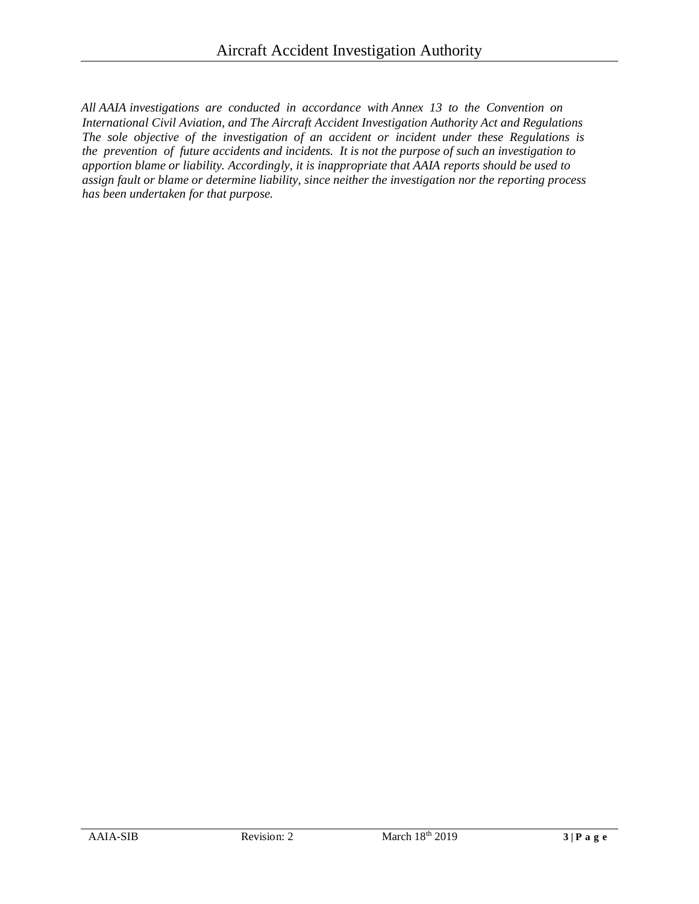*All AAIA investigations are conducted in accordance with Annex 13 to the Convention on International Civil Aviation, and The Aircraft Accident Investigation Authority Act and Regulations The sole objective of the investigation of an accident or incident under these Regulations is the prevention of future accidents and incidents. It is not the purpose of such an investigation to apportion blame or liability. Accordingly, it is inappropriate that AAIA reports should be used to assign fault or blame or determine liability, since neither the investigation nor the reporting process has been undertaken for that purpose.*